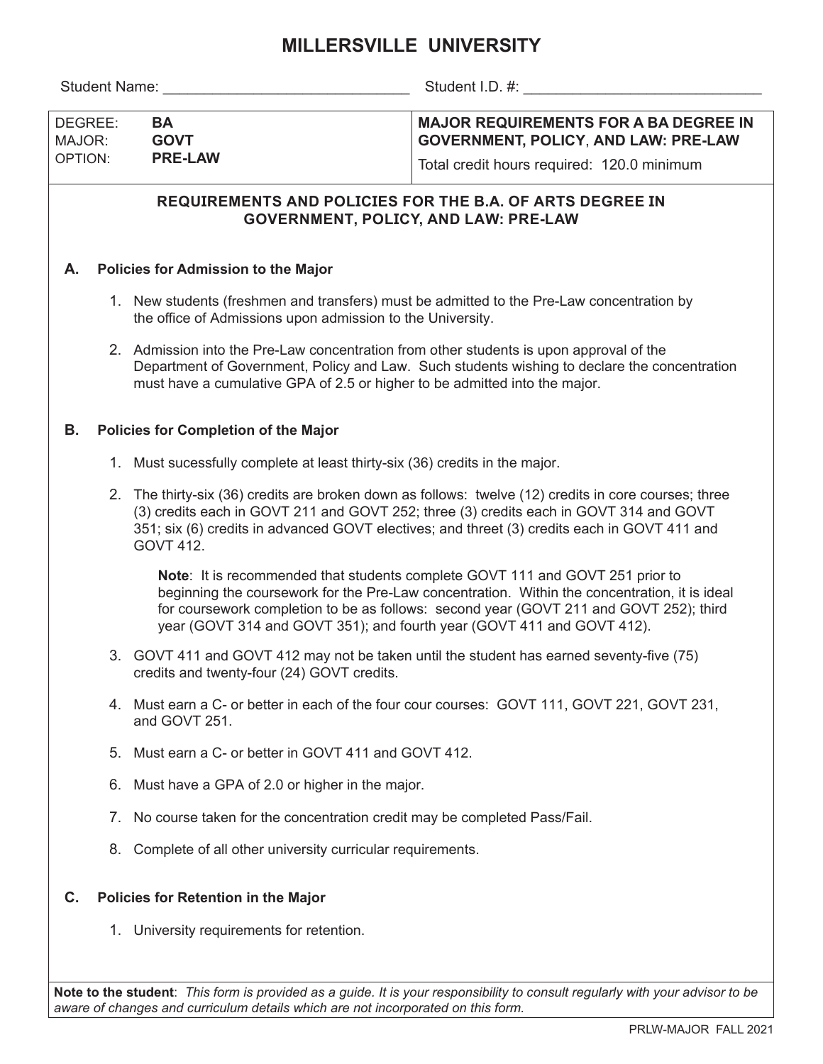# MILLERSVILLE UNIVERSITY

Student Name: ______________________________ Student I.D. #: ______________________________

| | |
|---|---|
| DEGREE: **BA**<br>MAJOR: **GOVT**<br>OPTION: **PRE-LAW** | **MAJOR REQUIREMENTS FOR A BA DEGREE IN GOVERNMENT, POLICY, AND LAW: PRE-LAW**<br>Total credit hours required: 120.0 minimum |

## REQUIREMENTS AND POLICIES FOR THE B.A. OF ARTS DEGREE IN GOVERNMENT, POLICY, AND LAW: PRE-LAW

### A. Policies for Admission to the Major

1. New students (freshmen and transfers) must be admitted to the Pre-Law concentration by the office of Admissions upon admission to the University.
2. Admission into the Pre-Law concentration from other students is upon approval of the Department of Government, Policy and Law. Such students wishing to declare the concentration must have a cumulative GPA of 2.5 or higher to be admitted into the major.

### B. Policies for Completion of the Major

1. Must sucessfully complete at least thirty-six (36) credits in the major.
2. The thirty-six (36) credits are broken down as follows: twelve (12) credits in core courses; three (3) credits each in GOVT 211 and GOVT 252; three (3) credits each in GOVT 314 and GOVT 351; six (6) credits in advanced GOVT electives; and threet (3) credits each in GOVT 411 and GOVT 412.

   **Note**: It is recommended that students complete GOVT 111 and GOVT 251 prior to beginning the coursework for the Pre-Law concentration. Within the concentration, it is ideal for coursework completion to be as follows: second year (GOVT 211 and GOVT 252); third year (GOVT 314 and GOVT 351); and fourth year (GOVT 411 and GOVT 412).

3. GOVT 411 and GOVT 412 may not be taken until the student has earned seventy-five (75) credits and twenty-four (24) GOVT credits.
4. Must earn a C- or better in each of the four cour courses: GOVT 111, GOVT 221, GOVT 231, and GOVT 251.
5. Must earn a C- or better in GOVT 411 and GOVT 412.
6. Must have a GPA of 2.0 or higher in the major.
7. No course taken for the concentration credit may be completed Pass/Fail.
8. Complete of all other university curricular requirements.

### C. Policies for Retention in the Major

1. University requirements for retention.

**Note to the student**: *This form is provided as a guide. It is your responsibility to consult regularly with your advisor to be aware of changes and curriculum details which are not incorporated on this form.*

PRLW-MAJOR FALL 2021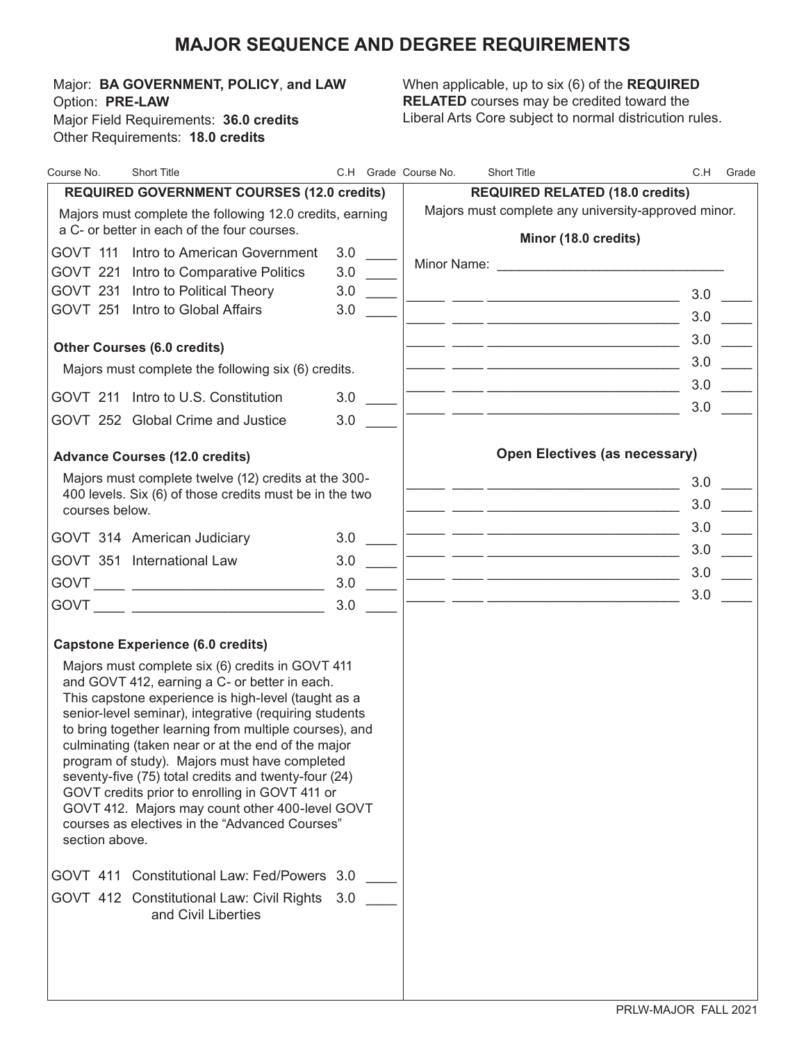# MAJOR SEQUENCE AND DEGREE REQUIREMENTS

Major: **BA GOVERNMENT, POLICY, and LAW**
Option: **PRE-LAW**
Major Field Requirements: **36.0 credits**
Other Requirements: **18.0 credits**

When applicable, up to six (6) of the **REQUIRED RELATED** courses may be credited toward the Liberal Arts Core subject to normal districution rules.

## REQUIRED GOVERNMENT COURSES (12.0 credits)

Majors must complete the following 12.0 credits, earning a C- or better in each of the four courses.

| Course No. | Short Title | C.H | Grade |
|---|---|---|---|
| GOVT 111 | Intro to American Government | 3.0 | ____ |
| GOVT 221 | Intro to Comparative Politics | 3.0 | ____ |
| GOVT 231 | Intro to Political Theory | 3.0 | ____ |
| GOVT 251 | Intro to Global Affairs | 3.0 | ____ |

### Other Courses (6.0 credits)

Majors must complete the following six (6) credits.

| Course No. | Short Title | C.H | Grade |
|---|---|---|---|
| GOVT 211 | Intro to U.S. Constitution | 3.0 | ____ |
| GOVT 252 | Global Crime and Justice | 3.0 | ____ |

### Advance Courses (12.0 credits)

Majors must complete twelve (12) credits at the 300-400 levels. Six (6) of those credits must be in the two courses below.

| Course No. | Short Title | C.H | Grade |
|---|---|---|---|
| GOVT 314 | American Judiciary | 3.0 | ____ |
| GOVT 351 | International Law | 3.0 | ____ |
| GOVT ____ | ________________________ | 3.0 | ____ |
| GOVT ____ | ________________________ | 3.0 | ____ |

### Capstone Experience (6.0 credits)

Majors must complete six (6) credits in GOVT 411 and GOVT 412, earning a C- or better in each. This capstone experience is high-level (taught as a senior-level seminar), integrative (requiring students to bring together learning from multiple courses), and culminating (taken near or at the end of the major program of study). Majors must have completed seventy-five (75) total credits and twenty-four (24) GOVT credits prior to enrolling in GOVT 411 or GOVT 412. Majors may count other 400-level GOVT courses as electives in the "Advanced Courses" section above.

| Course No. | Short Title | C.H | Grade |
|---|---|---|---|
| GOVT 411 | Constitutional Law: Fed/Powers | 3.0 | ____ |
| GOVT 412 | Constitutional Law: Civil Rights and Civil Liberties | 3.0 | ____ |

## REQUIRED RELATED (18.0 credits)

Majors must complete any university-approved minor.

### Minor (18.0 credits)

Minor Name: ______________________________

| Course No. | Short Title | C.H | Grade |
|---|---|---|---|
| _____ ____ | ________________________ | 3.0 | ____ |
| _____ ____ | ________________________ | 3.0 | ____ |
| _____ ____ | ________________________ | 3.0 | ____ |
| _____ ____ | ________________________ | 3.0 | ____ |
| _____ ____ | ________________________ | 3.0 | ____ |
| _____ ____ | ________________________ | 3.0 | ____ |

### Open Electives (as necessary)

| Course No. | Short Title | C.H | Grade |
|---|---|---|---|
| _____ ____ | ________________________ | 3.0 | ____ |
| _____ ____ | ________________________ | 3.0 | ____ |
| _____ ____ | ________________________ | 3.0 | ____ |
| _____ ____ | ________________________ | 3.0 | ____ |
| _____ ____ | ________________________ | 3.0 | ____ |
| _____ ____ | ________________________ | 3.0 | ____ |

PRLW-MAJOR FALL 2021